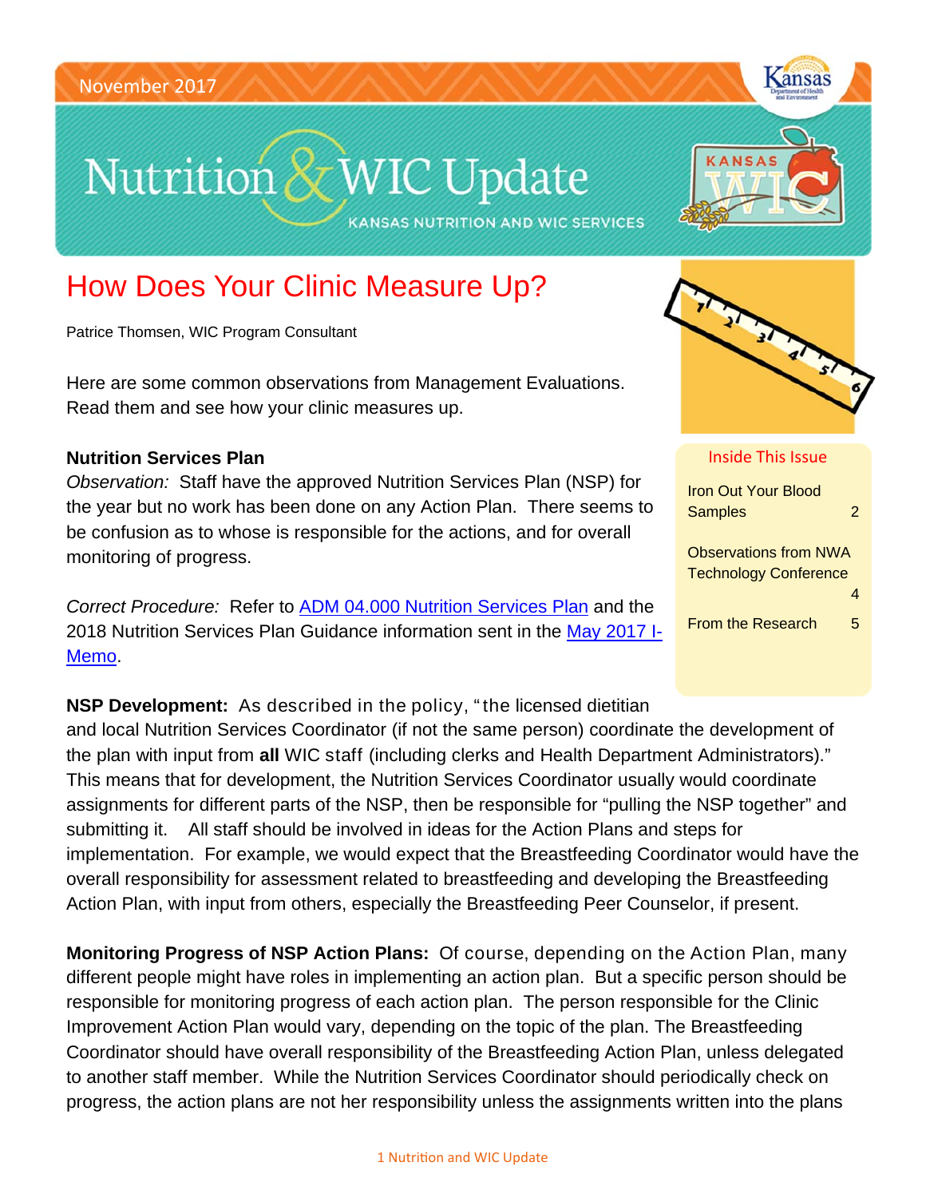November 2017

# Nutrition & WIC Update

KANSAS NUTRITION AND WIC SERVICES

## How Does Your Clinic Measure Up?

Patrice Thomsen, WIC Program Consultant

Here are some common observations from Management Evaluations. Read them and see how your clinic measures up.

**Inside This Issue**

- Iron Out Your Blood Samples — 2
- Observations from NWA Technology Conference — 4
- From the Research — 5

**Nutrition Services Plan**

*Observation:* Staff have the approved Nutrition Services Plan (NSP) for the year but no work has been done on any Action Plan. There seems to be confusion as to whose is responsible for the actions, and for overall monitoring of progress.

*Correct Procedure:* Refer to [ADM 04.000 Nutrition Services Plan] and the 2018 Nutrition Services Plan Guidance information sent in the [May 2017 I-Memo].

**NSP Development:** As described in the policy, "the licensed dietitian and local Nutrition Services Coordinator (if not the same person) coordinate the development of the plan with input from **all** WIC staff (including clerks and Health Department Administrators)." This means that for development, the Nutrition Services Coordinator usually would coordinate assignments for different parts of the NSP, then be responsible for "pulling the NSP together" and submitting it. All staff should be involved in ideas for the Action Plans and steps for implementation. For example, we would expect that the Breastfeeding Coordinator would have the overall responsibility for assessment related to breastfeeding and developing the Breastfeeding Action Plan, with input from others, especially the Breastfeeding Peer Counselor, if present.

**Monitoring Progress of NSP Action Plans:** Of course, depending on the Action Plan, many different people might have roles in implementing an action plan. But a specific person should be responsible for monitoring progress of each action plan. The person responsible for the Clinic Improvement Action Plan would vary, depending on the topic of the plan. The Breastfeeding Coordinator should have overall responsibility of the Breastfeeding Action Plan, unless delegated to another staff member. While the Nutrition Services Coordinator should periodically check on progress, the action plans are not her responsibility unless the assignments written into the plans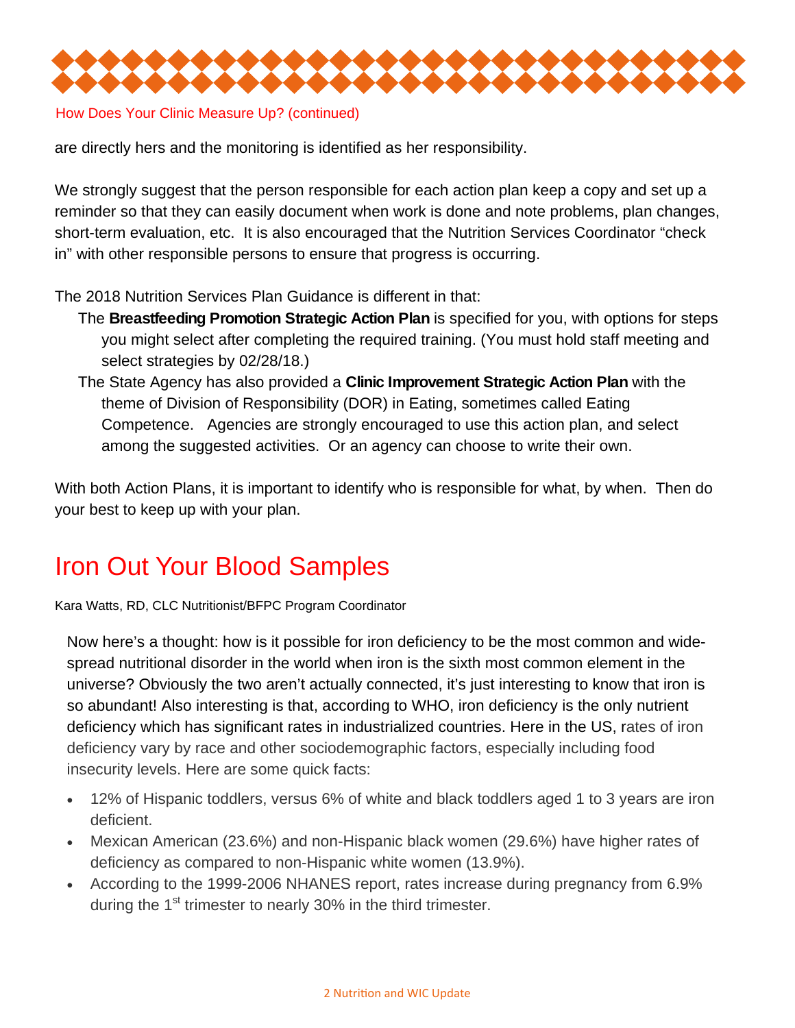How Does Your Clinic Measure Up? (continued)

are directly hers and the monitoring is identified as her responsibility.

We strongly suggest that the person responsible for each action plan keep a copy and set up a reminder so that they can easily document when work is done and note problems, plan changes, short-term evaluation, etc. It is also encouraged that the Nutrition Services Coordinator "check in" with other responsible persons to ensure that progress is occurring.

The 2018 Nutrition Services Plan Guidance is different in that:

- The **Breastfeeding Promotion Strategic Action Plan** is specified for you, with options for steps you might select after completing the required training. (You must hold staff meeting and select strategies by 02/28/18.)
- The State Agency has also provided a **Clinic Improvement Strategic Action Plan** with the theme of Division of Responsibility (DOR) in Eating, sometimes called Eating Competence. Agencies are strongly encouraged to use this action plan, and select among the suggested activities. Or an agency can choose to write their own.

With both Action Plans, it is important to identify who is responsible for what, by when. Then do your best to keep up with your plan.

# Iron Out Your Blood Samples

Kara Watts, RD, CLC Nutritionist/BFPC Program Coordinator

Now here's a thought: how is it possible for iron deficiency to be the most common and wide-spread nutritional disorder in the world when iron is the sixth most common element in the universe? Obviously the two aren't actually connected, it's just interesting to know that iron is so abundant! Also interesting is that, according to WHO, iron deficiency is the only nutrient deficiency which has significant rates in industrialized countries. Here in the US, rates of iron deficiency vary by race and other sociodemographic factors, especially including food insecurity levels. Here are some quick facts:

- 12% of Hispanic toddlers, versus 6% of white and black toddlers aged 1 to 3 years are iron deficient.
- Mexican American (23.6%) and non-Hispanic black women (29.6%) have higher rates of deficiency as compared to non-Hispanic white women (13.9%).
- According to the 1999-2006 NHANES report, rates increase during pregnancy from 6.9% during the 1st trimester to nearly 30% in the third trimester.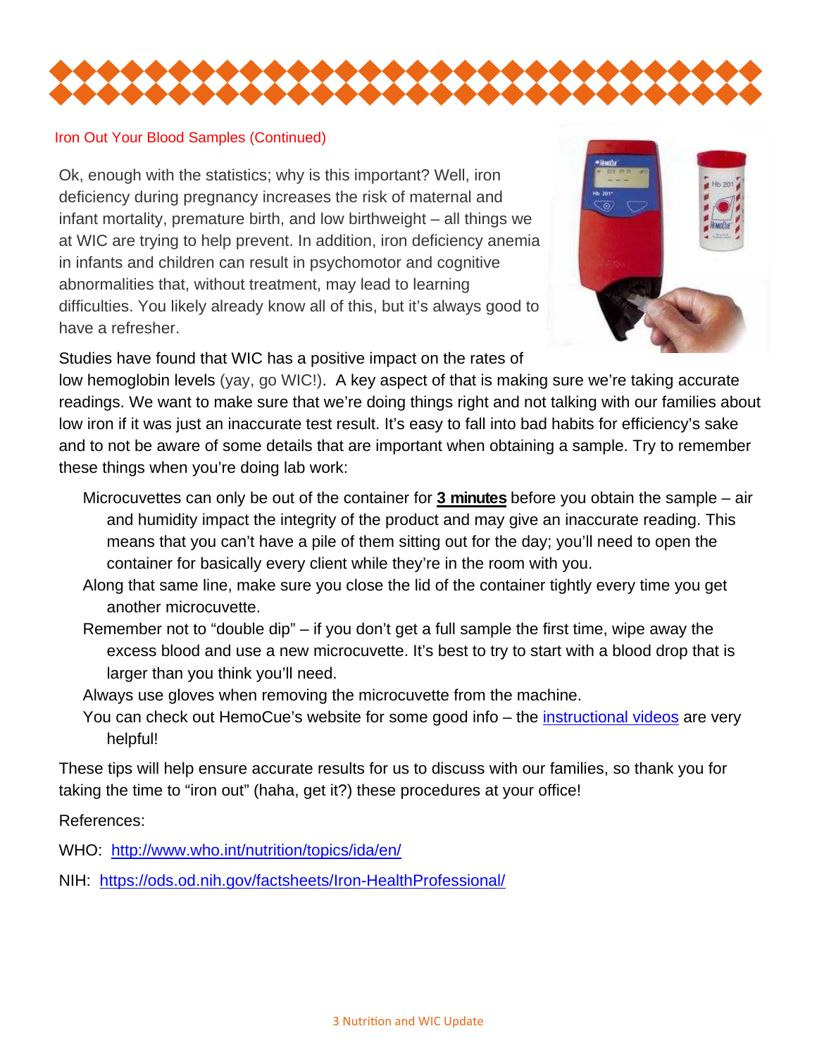## Iron Out Your Blood Samples (Continued)

Ok, enough with the statistics; why is this important? Well, iron deficiency during pregnancy increases the risk of maternal and infant mortality, premature birth, and low birthweight – all things we at WIC are trying to help prevent. In addition, iron deficiency anemia in infants and children can result in psychomotor and cognitive abnormalities that, without treatment, may lead to learning difficulties. You likely already know all of this, but it's always good to have a refresher.

Studies have found that WIC has a positive impact on the rates of low hemoglobin levels (yay, go WIC!). A key aspect of that is making sure we're taking accurate readings. We want to make sure that we're doing things right and not talking with our families about low iron if it was just an inaccurate test result. It's easy to fall into bad habits for efficiency's sake and to not be aware of some details that are important when obtaining a sample. Try to remember these things when you're doing lab work:

- Microcuvettes can only be out of the container for **3 minutes** before you obtain the sample – air and humidity impact the integrity of the product and may give an inaccurate reading. This means that you can't have a pile of them sitting out for the day; you'll need to open the container for basically every client while they're in the room with you.
- Along that same line, make sure you close the lid of the container tightly every time you get another microcuvette.
- Remember not to "double dip" – if you don't get a full sample the first time, wipe away the excess blood and use a new microcuvette. It's best to try to start with a blood drop that is larger than you think you'll need.
- Always use gloves when removing the microcuvette from the machine.
- You can check out HemoCue's website for some good info – the instructional videos are very helpful!

These tips will help ensure accurate results for us to discuss with our families, so thank you for taking the time to "iron out" (haha, get it?) these procedures at your office!

References:

WHO: http://www.who.int/nutrition/topics/ida/en/

NIH: https://ods.od.nih.gov/factsheets/Iron-HealthProfessional/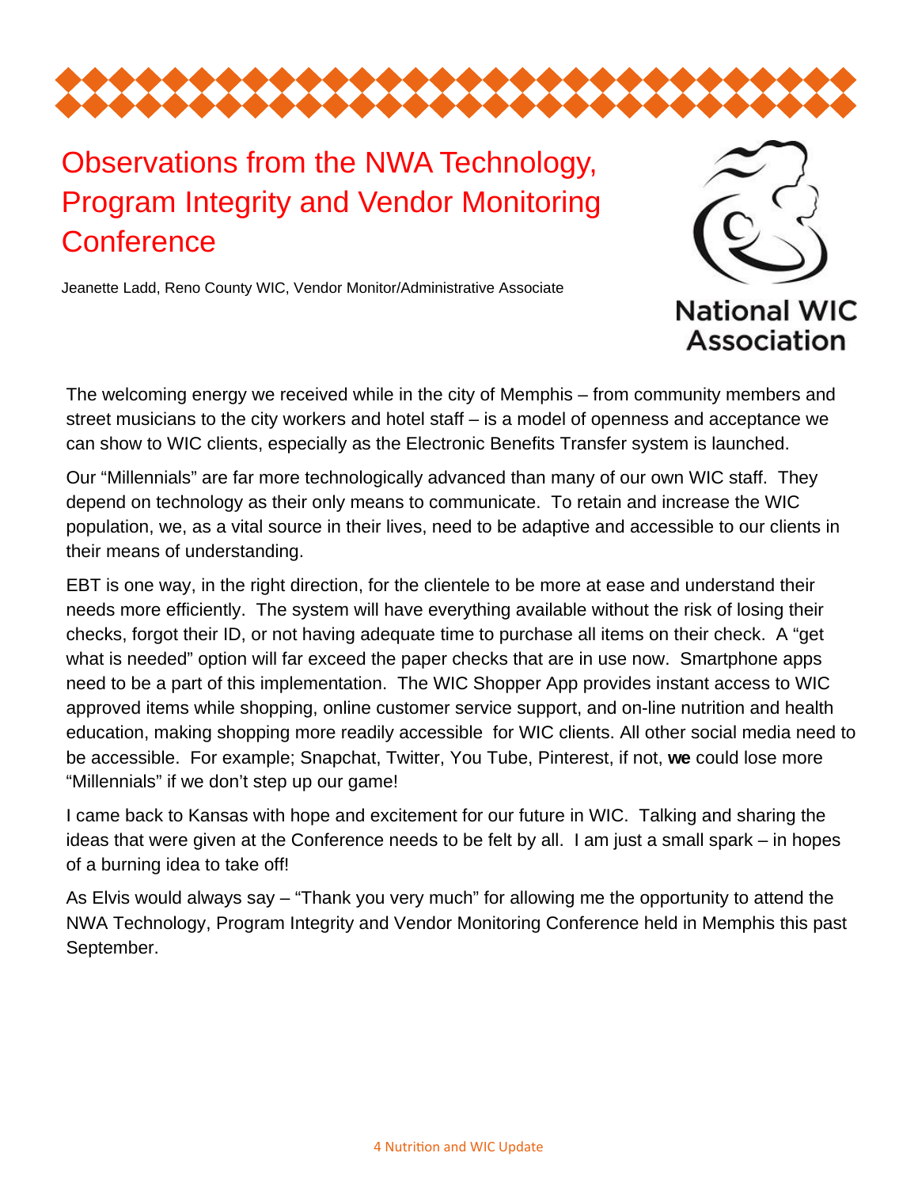# Observations from the NWA Technology, Program Integrity and Vendor Monitoring Conference

Jeanette Ladd, Reno County WIC, Vendor Monitor/Administrative Associate

National WIC Association

The welcoming energy we received while in the city of Memphis – from community members and street musicians to the city workers and hotel staff – is a model of openness and acceptance we can show to WIC clients, especially as the Electronic Benefits Transfer system is launched.

Our "Millennials" are far more technologically advanced than many of our own WIC staff. They depend on technology as their only means to communicate. To retain and increase the WIC population, we, as a vital source in their lives, need to be adaptive and accessible to our clients in their means of understanding.

EBT is one way, in the right direction, for the clientele to be more at ease and understand their needs more efficiently. The system will have everything available without the risk of losing their checks, forgot their ID, or not having adequate time to purchase all items on their check. A "get what is needed" option will far exceed the paper checks that are in use now. Smartphone apps need to be a part of this implementation. The WIC Shopper App provides instant access to WIC approved items while shopping, online customer service support, and on-line nutrition and health education, making shopping more readily accessible for WIC clients. All other social media need to be accessible. For example; Snapchat, Twitter, You Tube, Pinterest, if not, **we** could lose more "Millennials" if we don't step up our game!

I came back to Kansas with hope and excitement for our future in WIC. Talking and sharing the ideas that were given at the Conference needs to be felt by all. I am just a small spark – in hopes of a burning idea to take off!

As Elvis would always say – "Thank you very much" for allowing me the opportunity to attend the NWA Technology, Program Integrity and Vendor Monitoring Conference held in Memphis this past September.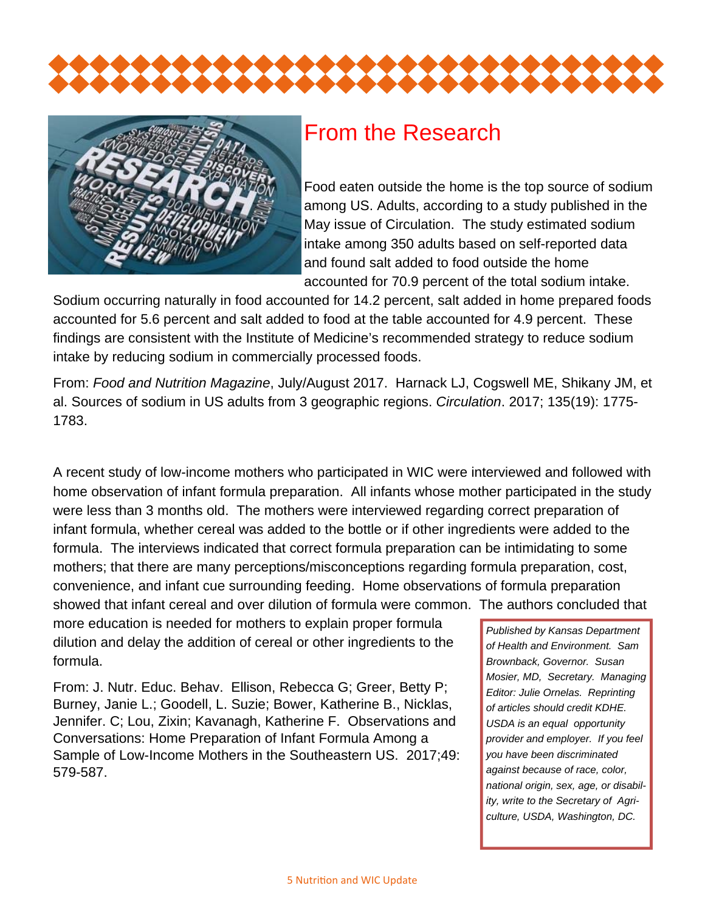# From the Research

Food eaten outside the home is the top source of sodium among US. Adults, according to a study published in the May issue of Circulation. The study estimated sodium intake among 350 adults based on self-reported data and found salt added to food outside the home accounted for 70.9 percent of the total sodium intake. Sodium occurring naturally in food accounted for 14.2 percent, salt added in home prepared foods accounted for 5.6 percent and salt added to food at the table accounted for 4.9 percent. These findings are consistent with the Institute of Medicine's recommended strategy to reduce sodium intake by reducing sodium in commercially processed foods.

From: *Food and Nutrition Magazine*, July/August 2017. Harnack LJ, Cogswell ME, Shikany JM, et al. Sources of sodium in US adults from 3 geographic regions. *Circulation*. 2017; 135(19): 1775-1783.

A recent study of low-income mothers who participated in WIC were interviewed and followed with home observation of infant formula preparation. All infants whose mother participated in the study were less than 3 months old. The mothers were interviewed regarding correct preparation of infant formula, whether cereal was added to the bottle or if other ingredients were added to the formula. The interviews indicated that correct formula preparation can be intimidating to some mothers; that there are many perceptions/misconceptions regarding formula preparation, cost, convenience, and infant cue surrounding feeding. Home observations of formula preparation showed that infant cereal and over dilution of formula were common. The authors concluded that more education is needed for mothers to explain proper formula dilution and delay the addition of cereal or other ingredients to the formula.

From: J. Nutr. Educ. Behav. Ellison, Rebecca G; Greer, Betty P; Burney, Janie L.; Goodell, L. Suzie; Bower, Katherine B., Nicklas, Jennifer. C; Lou, Zixin; Kavanagh, Katherine F. Observations and Conversations: Home Preparation of Infant Formula Among a Sample of Low-Income Mothers in the Southeastern US. 2017;49: 579-587.

*Published by Kansas Department of Health and Environment. Sam Brownback, Governor. Susan Mosier, MD, Secretary. Managing Editor: Julie Ornelas. Reprinting of articles should credit KDHE. USDA is an equal opportunity provider and employer. If you feel you have been discriminated against because of race, color, national origin, sex, age, or disability, write to the Secretary of Agriculture, USDA, Washington, DC.*